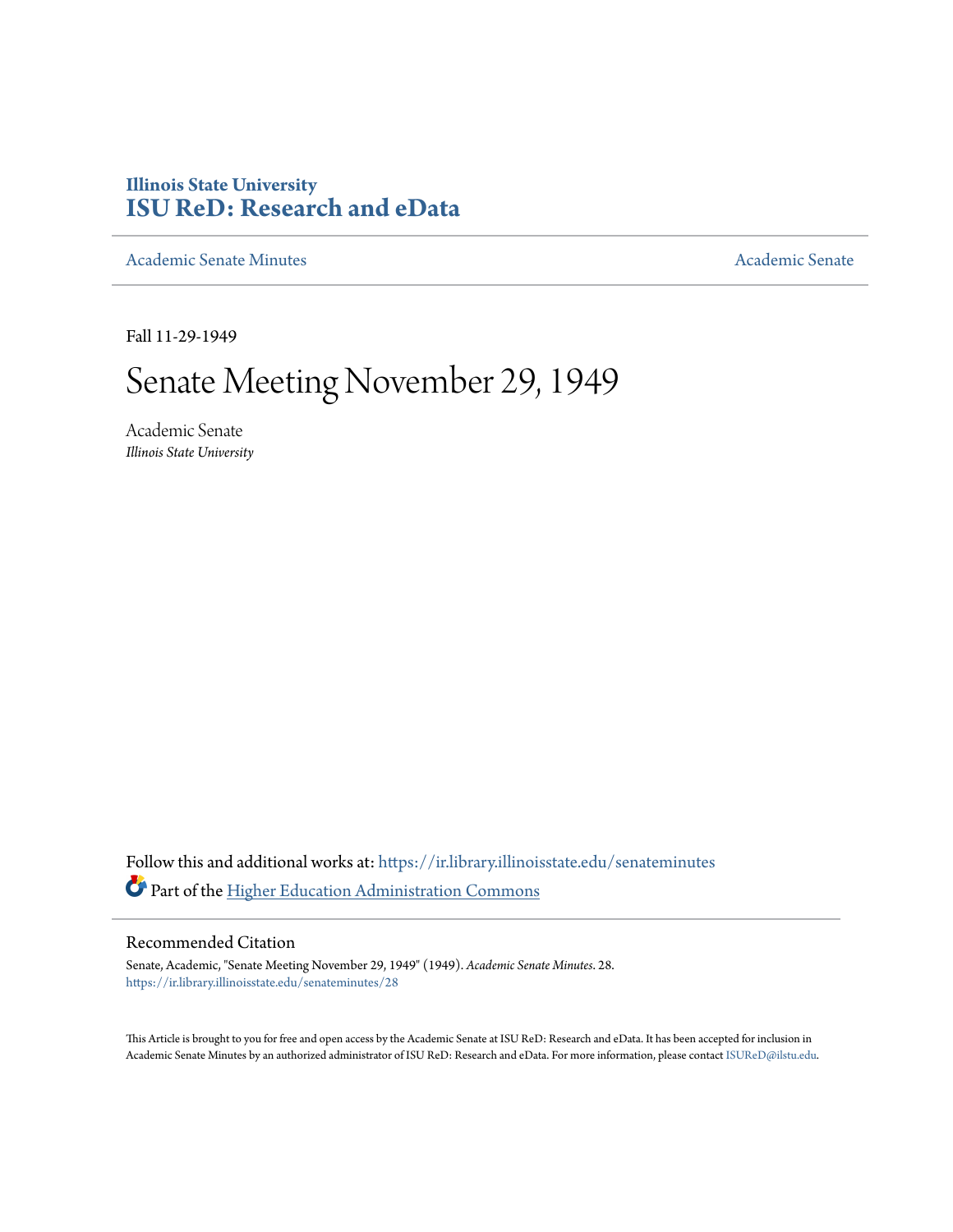**Illinois State University**
**ISU ReD: Research and eData**

Academic Senate Minutes | Academic Senate

Fall 11-29-1949

# Senate Meeting November 29, 1949

Academic Senate
*Illinois State University*

Follow this and additional works at: https://ir.library.illinoisstate.edu/senateminutes

Part of the Higher Education Administration Commons

## Recommended Citation

Senate, Academic, "Senate Meeting November 29, 1949" (1949). *Academic Senate Minutes*. 28.
https://ir.library.illinoisstate.edu/senateminutes/28

This Article is brought to you for free and open access by the Academic Senate at ISU ReD: Research and eData. It has been accepted for inclusion in Academic Senate Minutes by an authorized administrator of ISU ReD: Research and eData. For more information, please contact ISUReD@ilstu.edu.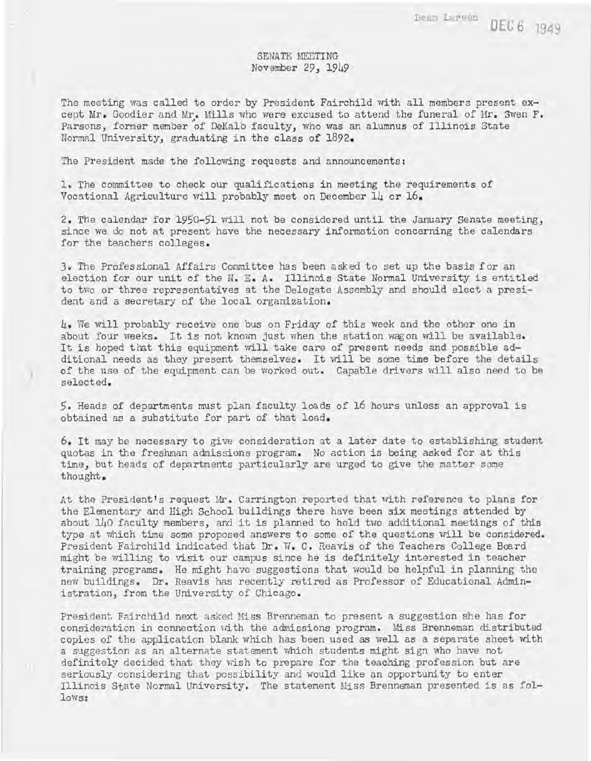Dean Larsen DEC 6 1949

SENATE MEETING
November 29, 1949

The meeting was called to order by President Fairchild with all members present except Mr. Goodier and Mr. Mills who were excused to attend the funeral of Mr. Swen F. Parsons, former member of DeKalb faculty, who was an alumnus of Illinois State Normal University, graduating in the class of 1892.

The President made the following requests and announcements:

1. The committee to check our qualifications in meeting the requirements of Vocational Agriculture will probably meet on December 14 or 16.

2. The calendar for 1950-51 will not be considered until the January Senate meeting, since we do not at present have the necessary information concerning the calendars for the teachers colleges.

3. The Professional Affairs Committee has been asked to set up the basis for an election for our unit of the N. E. A. Illinois State Normal University is entitled to two or three representatives at the Delegate Assembly and should elect a president and a secretary of the local organization.

4. We will probably receive one bus on Friday of this week and the other one in about four weeks. It is not known just when the station wagon will be available. It is hoped that this equipment will take care of present needs and possible additional needs as they present themselves. It will be some time before the details of the use of the equipment can be worked out. Capable drivers will also need to be selected.

5. Heads of departments must plan faculty loads of 16 hours unless an approval is obtained as a substitute for part of that load.

6. It may be necessary to give consideration at a later date to establishing student quotas in the freshman admissions program. No action is being asked for at this time, but heads of departments particularly are urged to give the matter some thought.

At the President's request Mr. Carrington reported that with reference to plans for the Elementary and High School buildings there have been six meetings attended by about 140 faculty members, and it is planned to hold two additional meetings of this type at which time some proposed answers to some of the questions will be considered. President Fairchild indicated that Dr. W. C. Reavis of the Teachers College Board might be willing to visit our campus since he is definitely interested in teacher training programs. He might have suggestions that would be helpful in planning the new buildings. Dr. Reavis has recently retired as Professor of Educational Administration, from the University of Chicago.

President Fairchild next asked Miss Brenneman to present a suggestion she has for consideration in connection with the admissions program. Miss Brenneman distributed copies of the application blank which has been used as well as a separate sheet with a suggestion as an alternate statement which students might sign who have not definitely decided that they wish to prepare for the teaching profession but are seriously considering that possibility and would like an opportunity to enter Illinois State Normal University. The statement Miss Brenneman presented is as follows: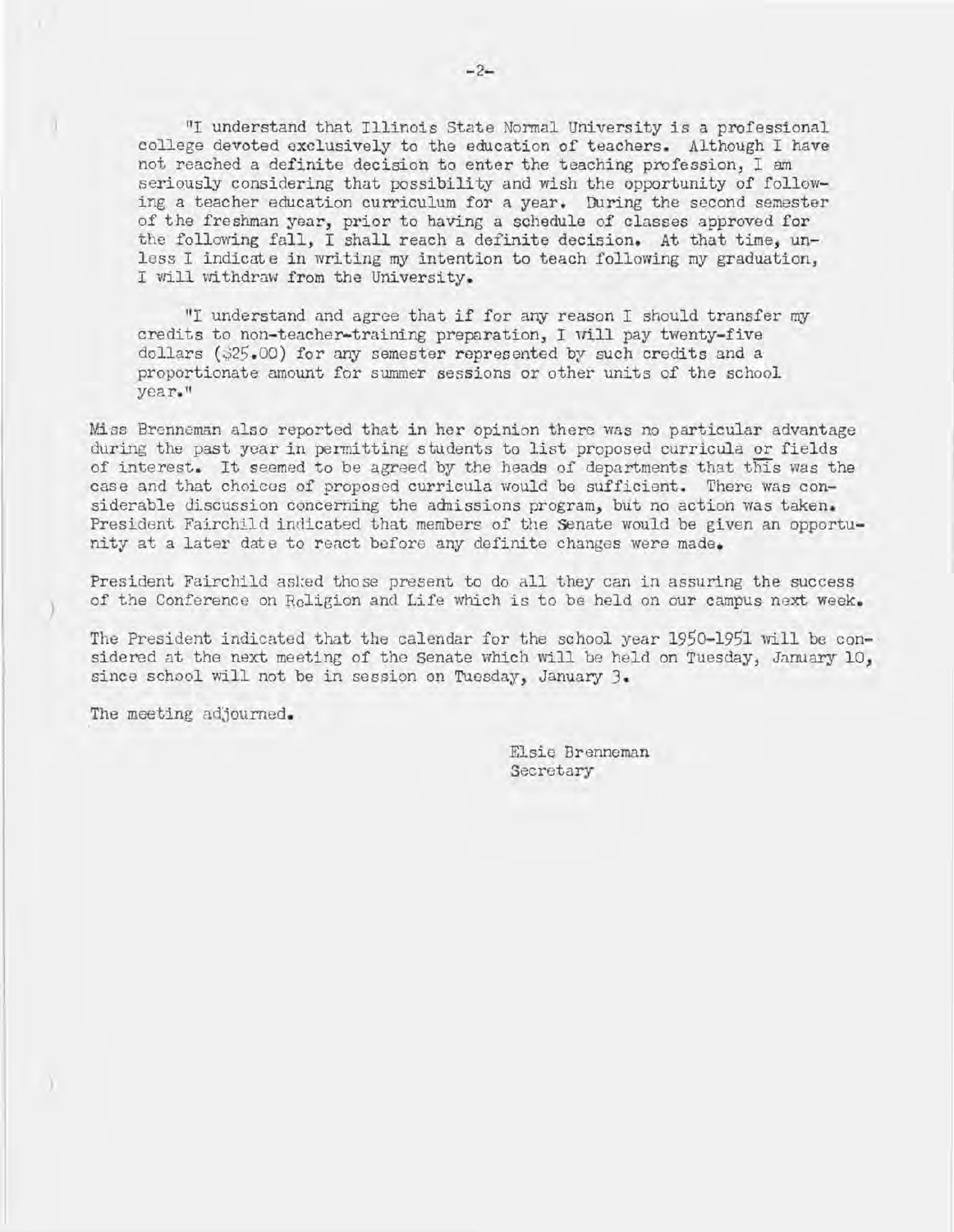"I understand that Illinois State Normal University is a professional college devoted exclusively to the education of teachers. Although I have not reached a definite decision to enter the teaching profession, I am seriously considering that possibility and wish the opportunity of following a teacher education curriculum for a year. During the second semester of the freshman year, prior to having a schedule of classes approved for the following fall, I shall reach a definite decision. At that time, unless I indicate in writing my intention to teach following my graduation, I will withdraw from the University.

"I understand and agree that if for any reason I should transfer my credits to non-teacher-training preparation, I will pay twenty-five dollars ($25.00) for any semester represented by such credits and a proportionate amount for summer sessions or other units of the school year."

Miss Brenneman also reported that in her opinion there was no particular advantage during the past year in permitting students to list proposed curricula or fields of interest. It seemed to be agreed by the heads of departments that this was the case and that choices of proposed curricula would be sufficient. There was considerable discussion concerning the admissions program, but no action was taken. President Fairchild indicated that members of the Senate would be given an opportunity at a later date to react before any definite changes were made.

President Fairchild asked those present to do all they can in assuring the success of the Conference on Religion and Life which is to be held on our campus next week.

The President indicated that the calendar for the school year 1950-1951 will be considered at the next meeting of the Senate which will be held on Tuesday, January 10, since school will not be in session on Tuesday, January 3.

The meeting adjourned.

Elsie Brenneman
Secretary